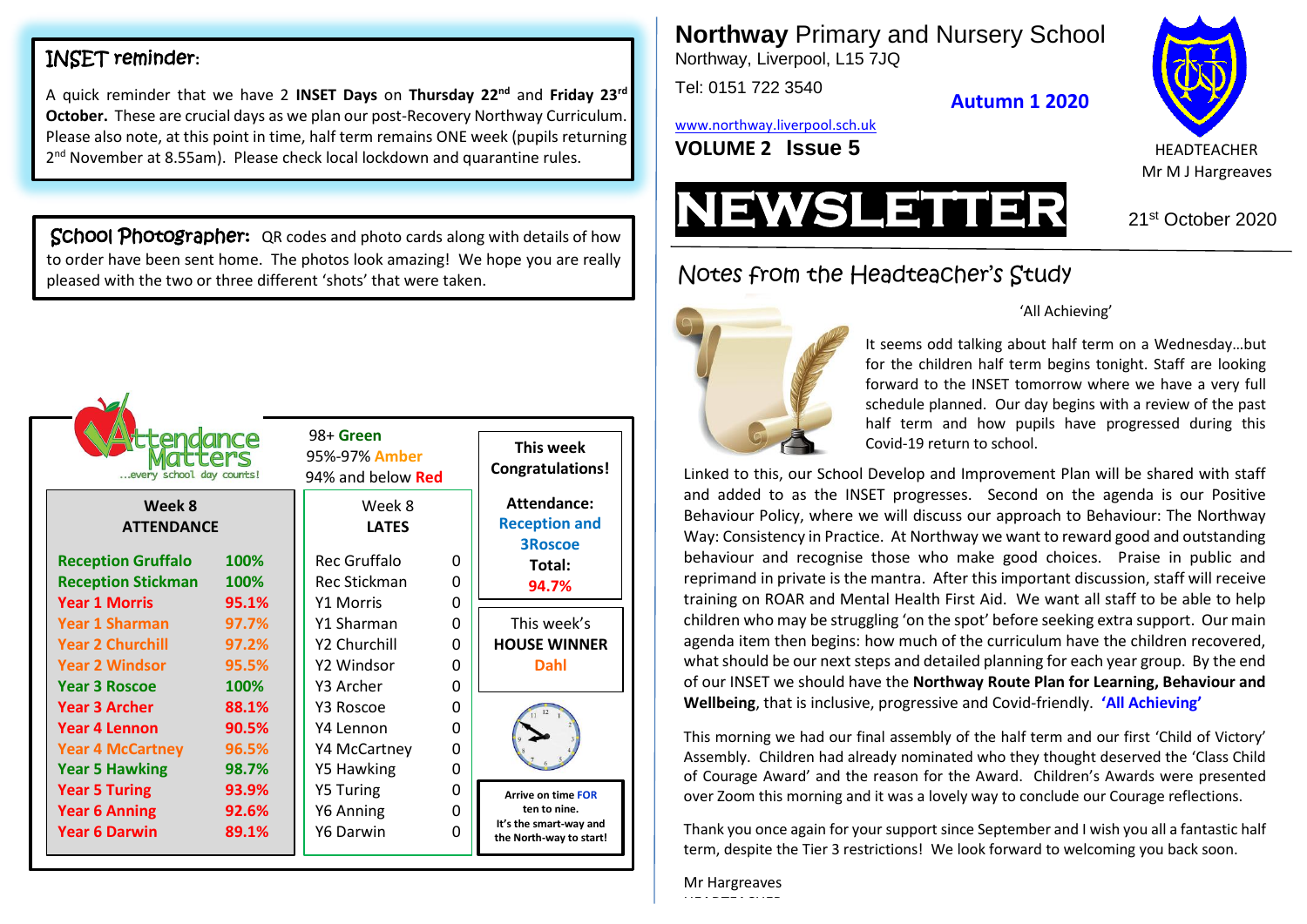# Northway Primary and Nursery School

Northway, Liverpool, L15 7JQ

Tel: 0151 722 3540

**Autumn 1 2020**

www.northway.liverpool.sch.uk

**VOLUME 2 Issue 5**

HEADTEACHER
Mr M J Hargreaves

# NEWSLETTER

21st October 2020

## INSET reminder:

A quick reminder that we have 2 **INSET Days** on **Thursday 22nd** and **Friday 23rd October.** These are crucial days as we plan our post-Recovery Northway Curriculum. Please also note, at this point in time, half term remains ONE week (pupils returning 2nd November at 8.55am). Please check local lockdown and quarantine rules.

## School Photographer:

QR codes and photo cards along with details of how to order have been sent home. The photos look amazing! We hope you are really pleased with the two or three different 'shots' that were taken.

## Attendance Matters

...every school day counts!

98+ Green
95%-97% Amber
94% and below Red

| Week 8 ATTENDANCE | | Week 8 LATES | |
|---|---|---|---|
| Reception Gruffalo | 100% | Rec Gruffalo | 0 |
| Reception Stickman | 100% | Rec Stickman | 0 |
| Year 1 Morris | 95.1% | Y1 Morris | 0 |
| Year 1 Sharman | 97.7% | Y1 Sharman | 0 |
| Year 2 Churchill | 97.2% | Y2 Churchill | 0 |
| Year 2 Windsor | 95.5% | Y2 Windsor | 0 |
| Year 3 Roscoe | 100% | Y3 Archer | 0 |
| Year 3 Archer | 88.1% | Y3 Roscoe | 0 |
| Year 4 Lennon | 90.5% | Y4 Lennon | 0 |
| Year 4 McCartney | 96.5% | Y4 McCartney | 0 |
| Year 5 Hawking | 98.7% | Y5 Hawking | 0 |
| Year 5 Turing | 93.9% | Y5 Turing | 0 |
| Year 6 Anning | 92.6% | Y6 Anning | 0 |
| Year 6 Darwin | 89.1% | Y6 Darwin | 0 |

**This week Congratulations!**

**Attendance:** **Reception and 3Roscoe**
**Total:** **94.7%**

This week's **HOUSE WINNER** **Dahl**

**Arrive on time FOR ten to nine.**
**It's the smart-way and the North-way to start!**

## Notes from the Headteacher's Study

'All Achieving'

It seems odd talking about half term on a Wednesday…but for the children half term begins tonight. Staff are looking forward to the INSET tomorrow where we have a very full schedule planned. Our day begins with a review of the past half term and how pupils have progressed during this Covid-19 return to school.

Linked to this, our School Develop and Improvement Plan will be shared with staff and added to as the INSET progresses. Second on the agenda is our Positive Behaviour Policy, where we will discuss our approach to Behaviour: The Northway Way: Consistency in Practice. At Northway we want to reward good and outstanding behaviour and recognise those who make good choices. Praise in public and reprimand in private is the mantra. After this important discussion, staff will receive training on ROAR and Mental Health First Aid. We want all staff to be able to help children who may be struggling 'on the spot' before seeking extra support. Our main agenda item then begins: how much of the curriculum have the children recovered, what should be our next steps and detailed planning for each year group. By the end of our INSET we should have the **Northway Route Plan for Learning, Behaviour and Wellbeing**, that is inclusive, progressive and Covid-friendly. **'All Achieving'**

This morning we had our final assembly of the half term and our first 'Child of Victory' Assembly. Children had already nominated who they thought deserved the 'Class Child of Courage Award' and the reason for the Award. Children's Awards were presented over Zoom this morning and it was a lovely way to conclude our Courage reflections.

Thank you once again for your support since September and I wish you all a fantastic half term, despite the Tier 3 restrictions! We look forward to welcoming you back soon.

Mr Hargreaves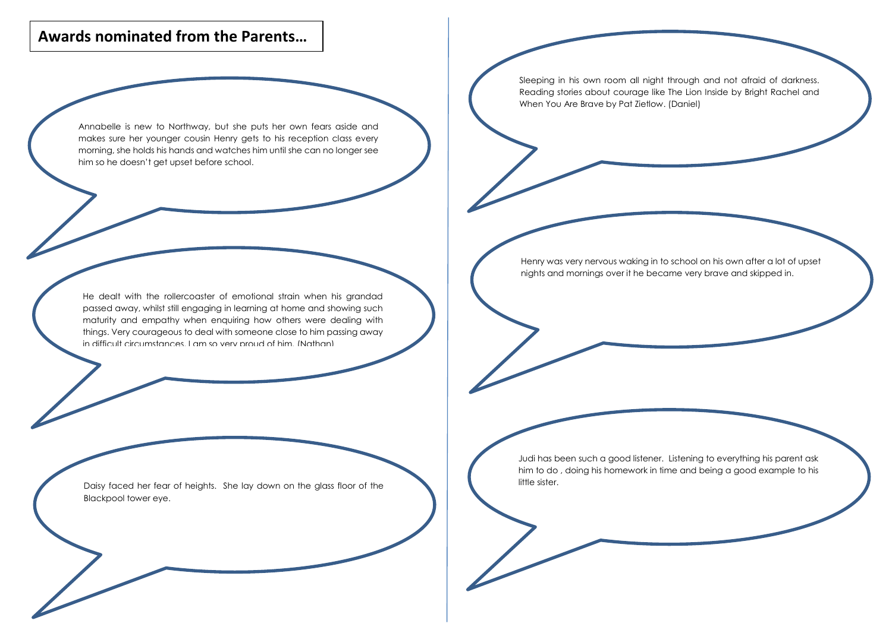## Awards nominated from the Parents…

Annabelle is new to Northway, but she puts her own fears aside and makes sure her younger cousin Henry gets to his reception class every morning, she holds his hands and watches him until she can no longer see him so he doesn't get upset before school.

He dealt with the rollercoaster of emotional strain when his grandad passed away, whilst still engaging in learning at home and showing such maturity and empathy when enquiring how others were dealing with things. Very courageous to deal with someone close to him passing away in difficult circumstances. I am so very proud of him. (Nathan)

Daisy faced her fear of heights. She lay down on the glass floor of the Blackpool tower eye.

Sleeping in his own room all night through and not afraid of darkness. Reading stories about courage like The Lion Inside by Bright Rachel and When You Are Brave by Pat Zietlow. (Daniel)

Henry was very nervous waking in to school on his own after a lot of upset nights and mornings over it he became very brave and skipped in.

Judi has been such a good listener. Listening to everything his parent ask him to do , doing his homework in time and being a good example to his little sister.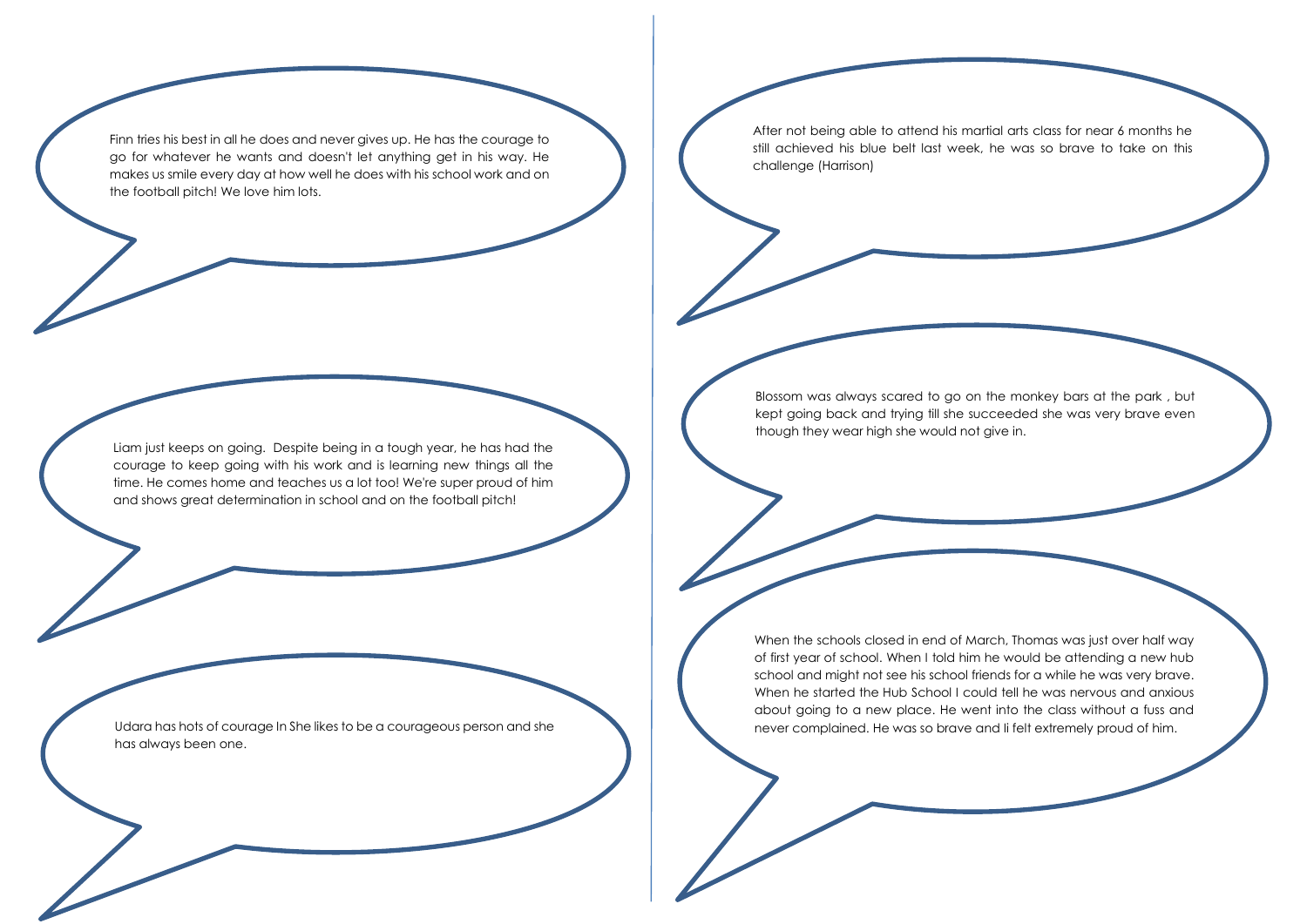Finn tries his best in all he does and never gives up. He has the courage to go for whatever he wants and doesn't let anything get in his way. He makes us smile every day at how well he does with his school work and on the football pitch! We love him lots.

Liam just keeps on going. Despite being in a tough year, he has had the courage to keep going with his work and is learning new things all the time. He comes home and teaches us a lot too! We're super proud of him and shows great determination in school and on the football pitch!

Udara has hots of courage In She likes to be a courageous person and she has always been one.

After not being able to attend his martial arts class for near 6 months he still achieved his blue belt last week, he was so brave to take on this challenge (Harrison)

Blossom was always scared to go on the monkey bars at the park , but kept going back and trying till she succeeded she was very brave even though they wear high she would not give in.

When the schools closed in end of March, Thomas was just over half way of first year of school. When I told him he would be attending a new hub school and might not see his school friends for a while he was very brave. When he started the Hub School I could tell he was nervous and anxious about going to a new place. He went into the class without a fuss and never complained. He was so brave and Ii felt extremely proud of him.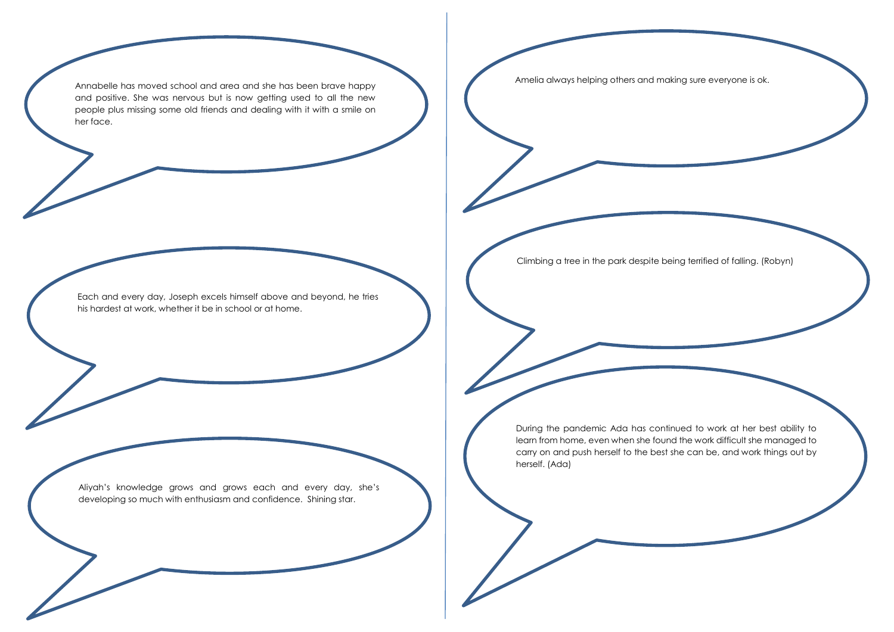Annabelle has moved school and area and she has been brave happy and positive. She was nervous but is now getting used to all the new people plus missing some old friends and dealing with it with a smile on her face.

Each and every day, Joseph excels himself above and beyond, he tries his hardest at work, whether it be in school or at home.

Aliyah's knowledge grows and grows each and every day, she's developing so much with enthusiasm and confidence. Shining star.

Amelia always helping others and making sure everyone is ok.

Climbing a tree in the park despite being terrified of falling. (Robyn)

During the pandemic Ada has continued to work at her best ability to learn from home, even when she found the work difficult she managed to carry on and push herself to the best she can be, and work things out by herself. (Ada)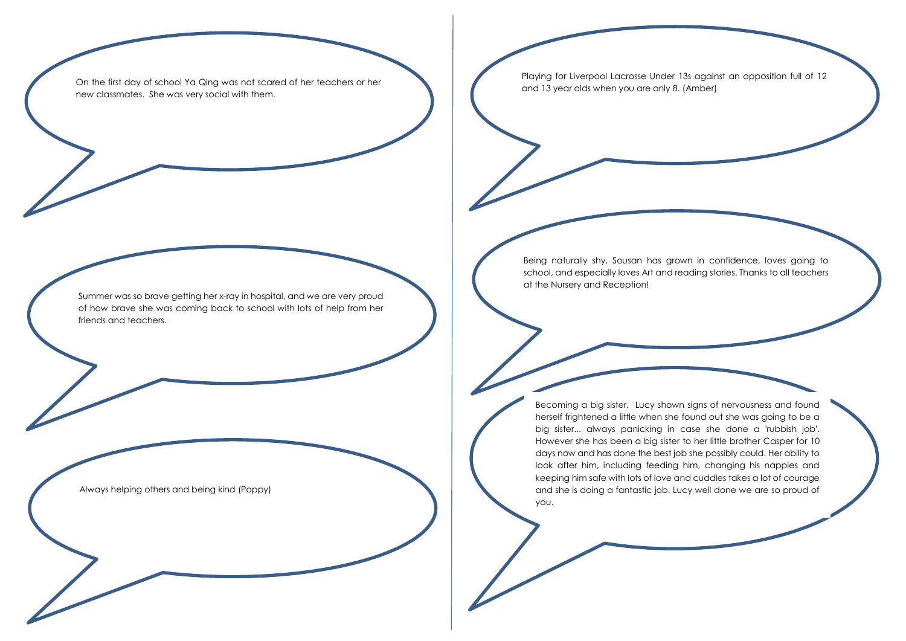On the first day of school Ya Qing was not scared of her teachers or her new classmates. She was very social with them.

Summer was so brave getting her x-ray in hospital, and we are very proud of how brave she was coming back to school with lots of help from her friends and teachers.

Always helping others and being kind (Poppy)

Playing for Liverpool Lacrosse Under 13s against an opposition full of 12 and 13 year olds when you are only 8. (Amber)

Being naturally shy, Sousan has grown in confidence, loves going to school, and especially loves Art and reading stories. Thanks to all teachers at the Nursery and Reception!

Becoming a big sister. Lucy shown signs of nervousness and found herself frightened a little when she found out she was going to be a big sister... always panicking in case she done a 'rubbish job'. However she has been a big sister to her little brother Casper for 10 days now and has done the best job she possibly could. Her ability to look after him, including feeding him, changing his nappies and keeping him safe with lots of love and cuddles takes a lot of courage and she is doing a fantastic job. Lucy well done we are so proud of you.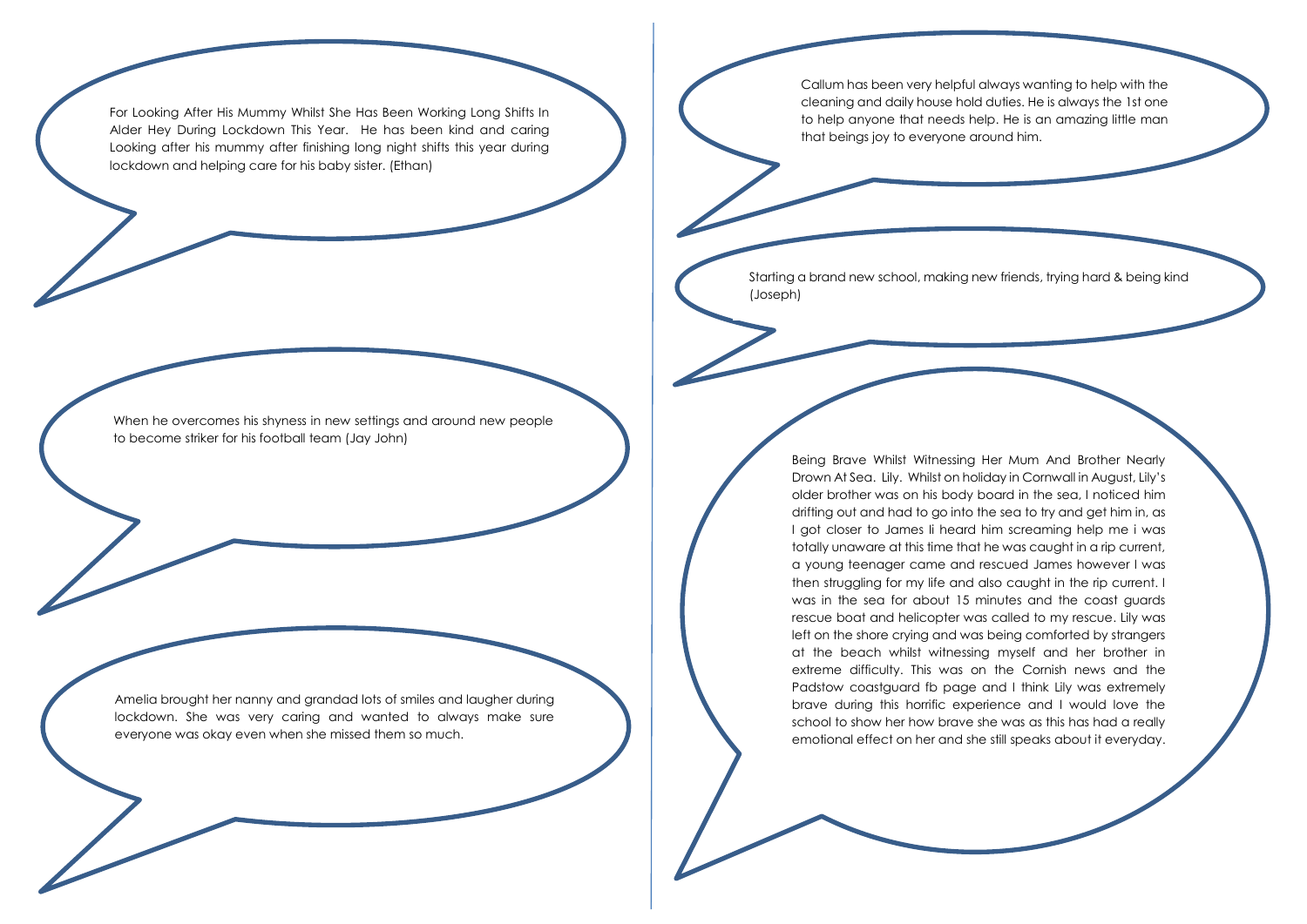For Looking After His Mummy Whilst She Has Been Working Long Shifts In Alder Hey During Lockdown This Year. He has been kind and caring Looking after his mummy after finishing long night shifts this year during lockdown and helping care for his baby sister. (Ethan)

When he overcomes his shyness in new settings and around new people to become striker for his football team (Jay John)

Amelia brought her nanny and grandad lots of smiles and laugher during lockdown. She was very caring and wanted to always make sure everyone was okay even when she missed them so much.

Callum has been very helpful always wanting to help with the cleaning and daily house hold duties. He is always the 1st one to help anyone that needs help. He is an amazing little man that beings joy to everyone around him.

Starting a brand new school, making new friends, trying hard & being kind (Joseph)

Being Brave Whilst Witnessing Her Mum And Brother Nearly Drown At Sea. Lily. Whilst on holiday in Cornwall in August, Lily's older brother was on his body board in the sea, I noticed him drifting out and had to go into the sea to try and get him in, as I got closer to James Ii heard him screaming help me i was totally unaware at this time that he was caught in a rip current, a young teenager came and rescued James however I was then struggling for my life and also caught in the rip current. I was in the sea for about 15 minutes and the coast guards rescue boat and helicopter was called to my rescue. Lily was left on the shore crying and was being comforted by strangers at the beach whilst witnessing myself and her brother in extreme difficulty. This was on the Cornish news and the Padstow coastguard fb page and I think Lily was extremely brave during this horrific experience and I would love the school to show her how brave she was as this has had a really emotional effect on her and she still speaks about it everyday.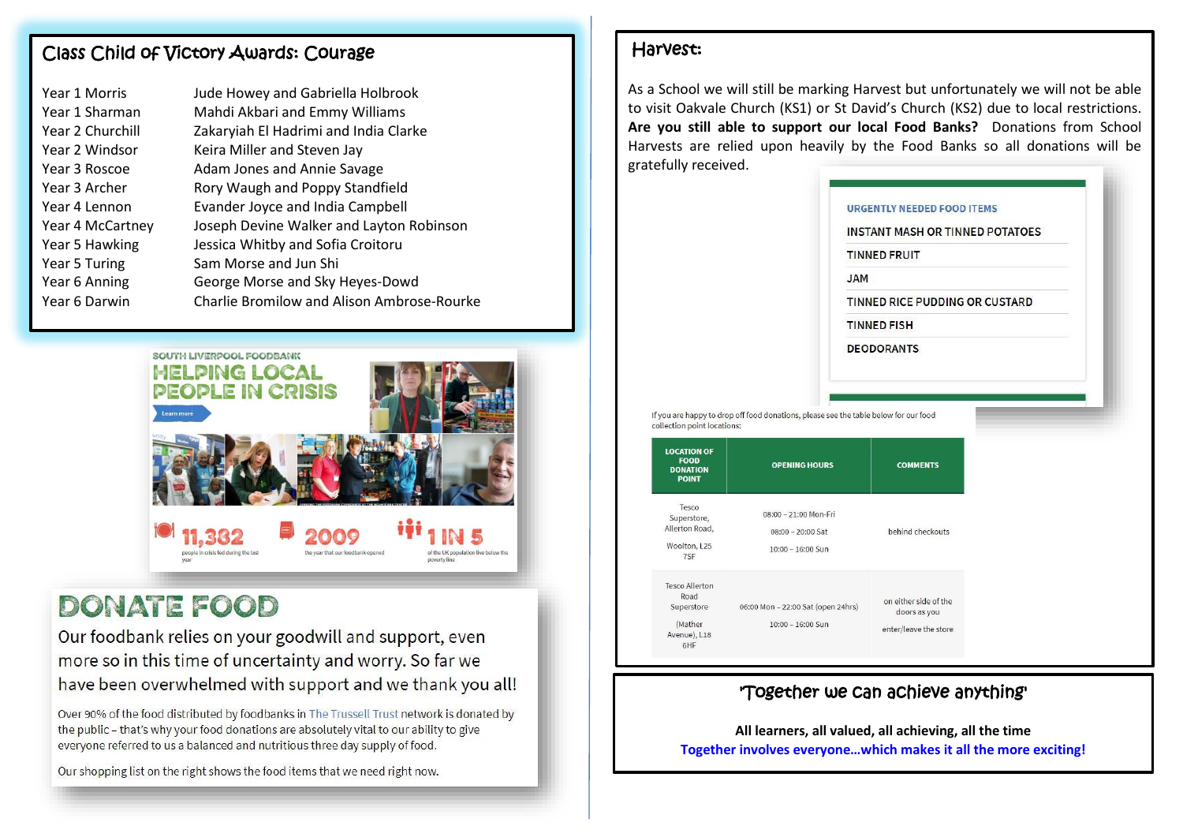## Class Child of Victory Awards: Courage

| Class | Award Winners |
|---|---|
| Year 1 Morris | Jude Howey and Gabriella Holbrook |
| Year 1 Sharman | Mahdi Akbari and Emmy Williams |
| Year 2 Churchill | Zakaryiah El Hadrimi and India Clarke |
| Year 2 Windsor | Keira Miller and Steven Jay |
| Year 3 Roscoe | Adam Jones and Annie Savage |
| Year 3 Archer | Rory Waugh and Poppy Standfield |
| Year 4 Lennon | Evander Joyce and India Campbell |
| Year 4 McCartney | Joseph Devine Walker and Layton Robinson |
| Year 5 Hawking | Jessica Whitby and Sofia Croitoru |
| Year 5 Turing | Sam Morse and Jun Shi |
| Year 6 Anning | George Morse and Sky Heyes-Dowd |
| Year 6 Darwin | Charlie Bromilow and Alison Ambrose-Rourke |

SOUTH LIVERPOOL FOODBANK

**HELPING LOCAL PEOPLE IN CRISIS**

Learn more

**11,382** people in crisis fed during the last year

**2009** the year that our foodbank opened

**1 IN 5** of the UK population live below the poverty line

## DONATE FOOD

Our foodbank relies on your goodwill and support, even more so in this time of uncertainty and worry. So far we have been overwhelmed with support and we thank you all!

Over 90% of the food distributed by foodbanks in The Trussell Trust network is donated by the public – that's why your food donations are absolutely vital to our ability to give everyone referred to us a balanced and nutritious three day supply of food.

Our shopping list on the right shows the food items that we need right now.

## Harvest:

As a School we will still be marking Harvest but unfortunately we will not be able to visit Oakvale Church (KS1) or St David's Church (KS2) due to local restrictions. **Are you still able to support our local Food Banks?** Donations from School Harvests are relied upon heavily by the Food Banks so all donations will be gratefully received.

**URGENTLY NEEDED FOOD ITEMS**

- INSTANT MASH OR TINNED POTATOES
- TINNED FRUIT
- JAM
- TINNED RICE PUDDING OR CUSTARD
- TINNED FISH
- DEODORANTS

If you are happy to drop off food donations, please see the table below for our food collection point locations:

| LOCATION OF FOOD DONATION POINT | OPENING HOURS | COMMENTS |
|---|---|---|
| Tesco Superstore, Allerton Road, Woolton, L25 7SF | 08:00 – 21:00 Mon-Fri<br>08:00 – 20:00 Sat<br>10:00 – 16:00 Sun | behind checkouts |
| Tesco Allerton Road Superstore (Mather Avenue), L18 6HF | 06:00 Mon – 22:00 Sat (open 24hrs)<br>10:00 – 16:00 Sun | on either side of the doors as you enter/leave the store |

## 'Together we can achieve anything'

**All learners, all valued, all achieving, all the time**

**Together involves everyone…which makes it all the more exciting!**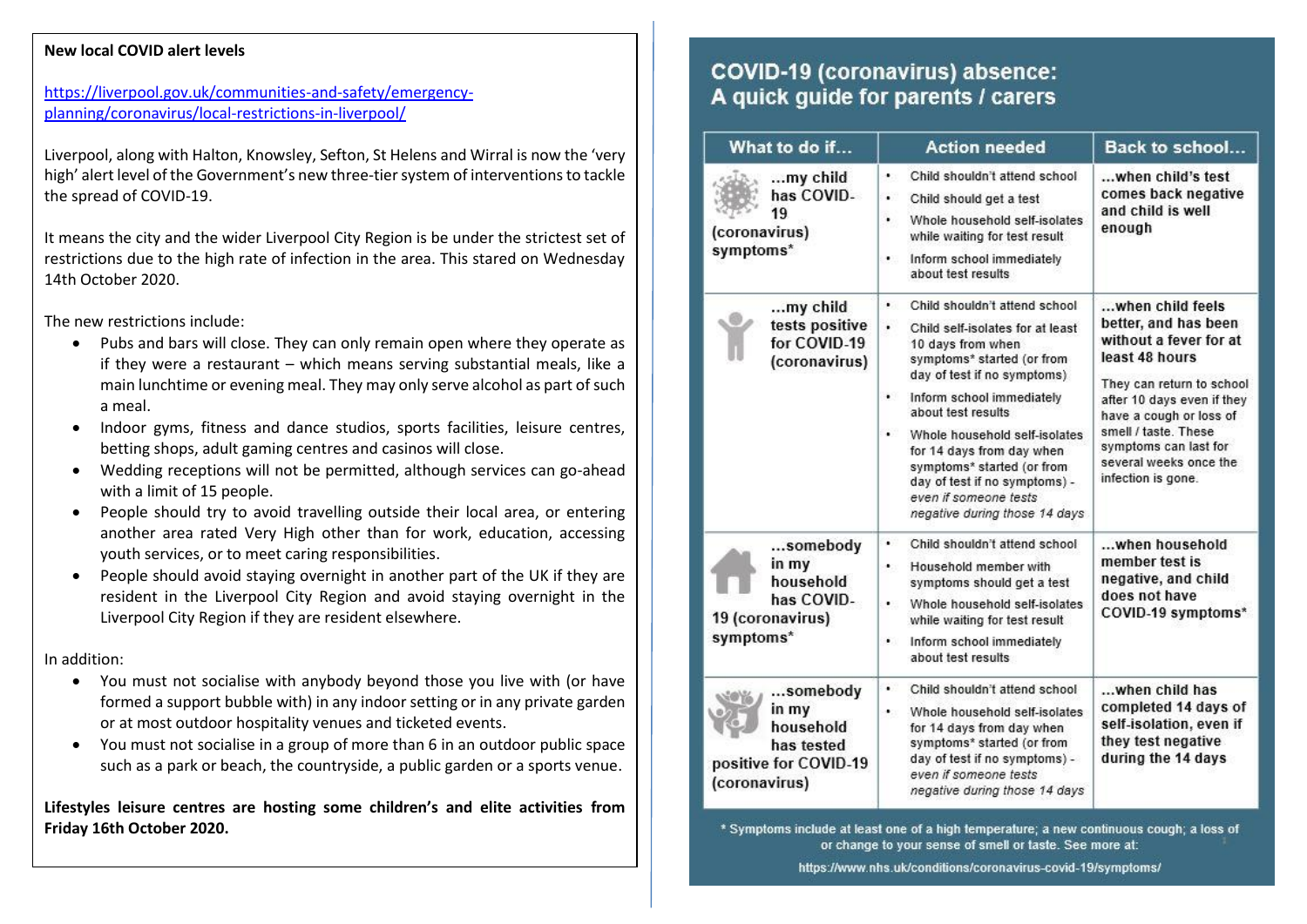**New local COVID alert levels**

https://liverpool.gov.uk/communities-and-safety/emergency-planning/coronavirus/local-restrictions-in-liverpool/

Liverpool, along with Halton, Knowsley, Sefton, St Helens and Wirral is now the 'very high' alert level of the Government's new three-tier system of interventions to tackle the spread of COVID-19.

It means the city and the wider Liverpool City Region is be under the strictest set of restrictions due to the high rate of infection in the area. This stared on Wednesday 14th October 2020.

The new restrictions include:

- Pubs and bars will close. They can only remain open where they operate as if they were a restaurant – which means serving substantial meals, like a main lunchtime or evening meal. They may only serve alcohol as part of such a meal.
- Indoor gyms, fitness and dance studios, sports facilities, leisure centres, betting shops, adult gaming centres and casinos will close.
- Wedding receptions will not be permitted, although services can go-ahead with a limit of 15 people.
- People should try to avoid travelling outside their local area, or entering another area rated Very High other than for work, education, accessing youth services, or to meet caring responsibilities.
- People should avoid staying overnight in another part of the UK if they are resident in the Liverpool City Region and avoid staying overnight in the Liverpool City Region if they are resident elsewhere.

In addition:

- You must not socialise with anybody beyond those you live with (or have formed a support bubble with) in any indoor setting or in any private garden or at most outdoor hospitality venues and ticketed events.
- You must not socialise in a group of more than 6 in an outdoor public space such as a park or beach, the countryside, a public garden or a sports venue.

**Lifestyles leisure centres are hosting some children's and elite activities from Friday 16th October 2020.**

## COVID-19 (coronavirus) absence: A quick guide for parents / carers

| What to do if... | Action needed | Back to school... |
|---|---|---|
| ...my child has COVID-19 (coronavirus) symptoms* | • Child shouldn't attend school<br>• Child should get a test<br>• Whole household self-isolates while waiting for test result<br>• Inform school immediately about test results | ...when child's test comes back negative and child is well enough |
| ...my child tests positive for COVID-19 (coronavirus) | • Child shouldn't attend school<br>• Child self-isolates for at least 10 days from when symptoms* started (or from day of test if no symptoms)<br>• Inform school immediately about test results<br>• Whole household self-isolates for 14 days from day when symptoms* started (or from day of test if no symptoms) - *even if someone tests negative during those 14 days* | ...when child feels better, and has been without a fever for at least 48 hours<br><br>They can return to school after 10 days even if they have a cough or loss of smell / taste. These symptoms can last for several weeks once the infection is gone. |
| ...somebody in my household has COVID-19 (coronavirus) symptoms* | • Child shouldn't attend school<br>• Household member with symptoms should get a test<br>• Whole household self-isolates while waiting for test result<br>• Inform school immediately about test results | ...when household member test is negative, and child does not have COVID-19 symptoms* |
| ...somebody in my household has tested positive for COVID-19 (coronavirus) | • Child shouldn't attend school<br>• Whole household self-isolates for 14 days from day when symptoms* started (or from day of test if no symptoms) - *even if someone tests negative during those 14 days* | ...when child has completed 14 days of self-isolation, even if they test negative during the 14 days |

* Symptoms include at least one of a high temperature; a new continuous cough; a loss of or change to your sense of smell or taste. See more at:

https://www.nhs.uk/conditions/coronavirus-covid-19/symptoms/